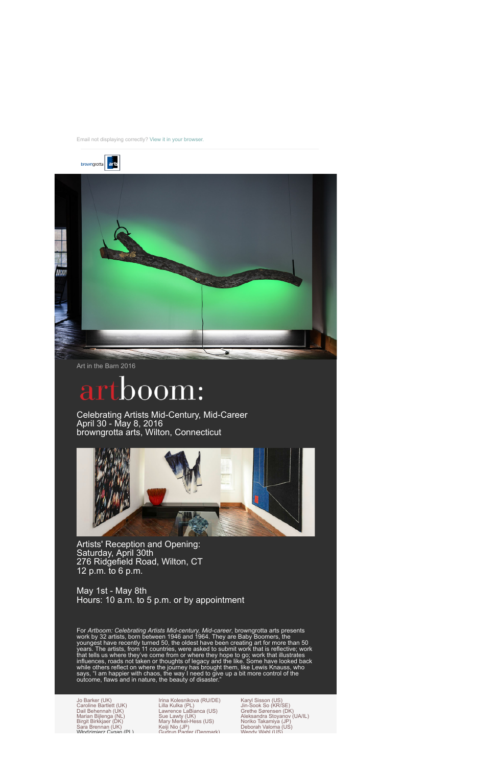Email not displaying correctly? View it in your browser.

browngrotta arts

Art in the Barn 2016

# artboom:

Celebrating Artists Mid-Century, Mid-Career
April 30 - May 8, 2016
browngrotta arts, Wilton, Connecticut

Artists' Reception and Opening:
Saturday, April 30th
276 Ridgefield Road, Wilton, CT
12 p.m. to 6 p.m.

May 1st - May 8th
Hours: 10 a.m. to 5 p.m. or by appointment

For *Artboom: Celebrating Artists Mid-century, Mid-career*, browngrotta arts presents work by 32 artists, born between 1946 and 1964. They are Baby Boomers, the youngest have recently turned 50, the oldest have been creating art for more than 50 years. The artists, from 11 countries, were asked to submit work that is reflective; work that tells us where they've come from or where they hope to go; work that illustrates influences, roads not taken or thoughts of legacy and the like. Some have looked back while others reflect on where the journey has brought them, like Lewis Knauss, who says, "I am happier with chaos, the way I need to give up a bit more control of the outcome, flaws and in nature, the beauty of disaster."

Jo Barker (UK)
Caroline Bartlett (UK)
Dail Behennah (UK)
Marian Bijlenga (NL)
Birgit Birkkjaer (DK)
Sara Brennan (UK)
Wlodzimierz Cygan (PL)

Irina Kolesnikova (RU/DE)
Lilla Kulka (PL)
Lawrence LaBianca (US)
Sue Lawty (UK)
Mary Merkel-Hess (US)
Keiji Nio (JP)
Gudrun Pagter (Denmark)

Karyl Sisson (US)
Jin-Sook So (KR/SE)
Grethe Sørensen (DK)
Aleksandra Stoyanov (UA/IL)
Noriko Takamiya (JP)
Deborah Valoma (US)
Wendy Wahl (US)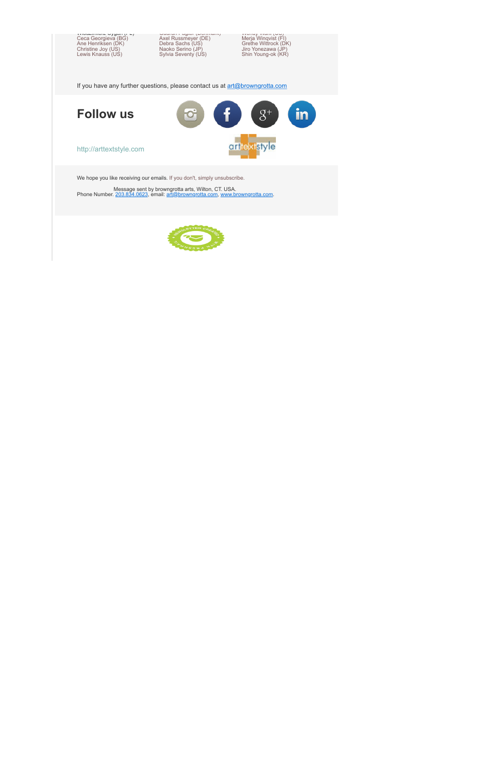| | | |
|---|---|---|
| Wlodzimierz Cygan (PL) | Gudrun Pagter (Denmark) | Wendy Wahl (US) |
| Ceca Georgieva (BG) | Axel Russmeyer (DE) | Merja Winqvist (FI) |
| Ane Henriksen (DK) | Debra Sachs (US) | Grethe Wittrock (DK) |
| Christine Joy (US) | Naoko Serino (JP) | Jiro Yonezawa (JP) |
| Lewis Knauss (US) | Sylvia Seventy (US) | Shin Young-ok (KR) |

If you have any further questions, please contact us at art@browngrotta.com

## Follow us

http://arttextstyle.com

arttextstyle

We hope you like receiving our emails. If you don't, simply unsubscribe.

Message sent by browngrotta arts, Wilton, CT. USA.
Phone Number. 203.834.0623, email: art@browngrotta.com, www.browngrotta.com.